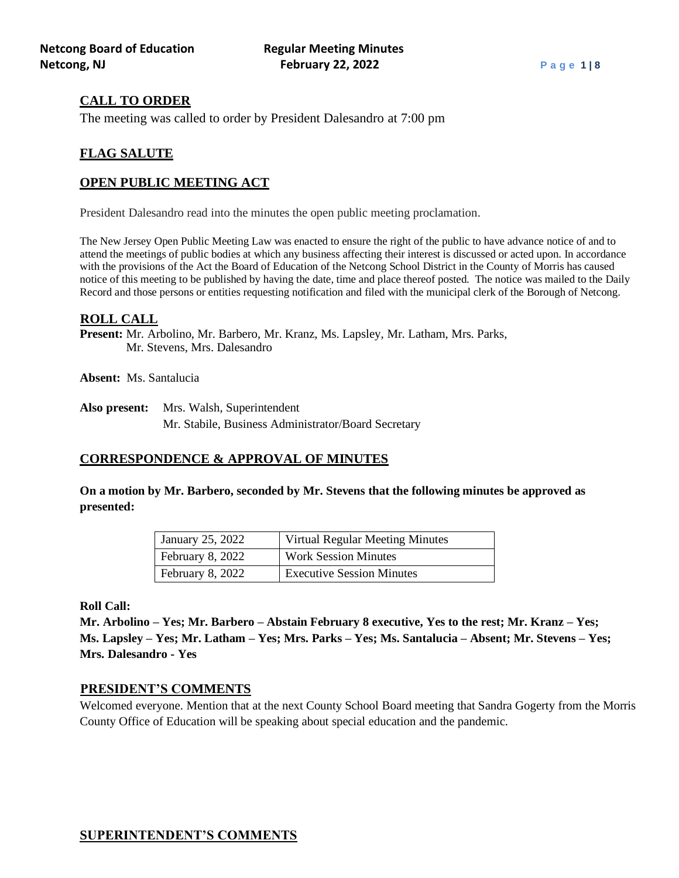## CALL TO ORDER

The meeting was called to order by President Dalesandro at 7:00 pm

## FLAG SALUTE

## OPEN PUBLIC MEETING ACT

President Dalesandro read into the minutes the open public meeting proclamation.

The New Jersey Open Public Meeting Law was enacted to ensure the right of the public to have advance notice of and to attend the meetings of public bodies at which any business affecting their interest is discussed or acted upon. In accordance with the provisions of the Act the Board of Education of the Netcong School District in the County of Morris has caused notice of this meeting to be published by having the date, time and place thereof posted. The notice was mailed to the Daily Record and those persons or entities requesting notification and filed with the municipal clerk of the Borough of Netcong.

## ROLL CALL

**Present:** Mr. Arbolino, Mr. Barbero, Mr. Kranz, Ms. Lapsley, Mr. Latham, Mrs. Parks, Mr. Stevens, Mrs. Dalesandro

**Absent:** Ms. Santalucia

**Also present:** Mrs. Walsh, Superintendent
Mr. Stabile, Business Administrator/Board Secretary

## CORRESPONDENCE & APPROVAL OF MINUTES

**On a motion by Mr. Barbero, seconded by Mr. Stevens that the following minutes be approved as presented:**

| | |
|---|---|
| January 25, 2022 | Virtual Regular Meeting Minutes |
| February 8, 2022 | Work Session Minutes |
| February 8, 2022 | Executive Session Minutes |

**Roll Call:**
**Mr. Arbolino – Yes; Mr. Barbero – Abstain February 8 executive, Yes to the rest; Mr. Kranz – Yes; Ms. Lapsley – Yes; Mr. Latham – Yes; Mrs. Parks – Yes; Ms. Santalucia – Absent; Mr. Stevens – Yes; Mrs. Dalesandro - Yes**

## PRESIDENT'S COMMENTS

Welcomed everyone. Mention that at the next County School Board meeting that Sandra Gogerty from the Morris County Office of Education will be speaking about special education and the pandemic.

## SUPERINTENDENT'S COMMENTS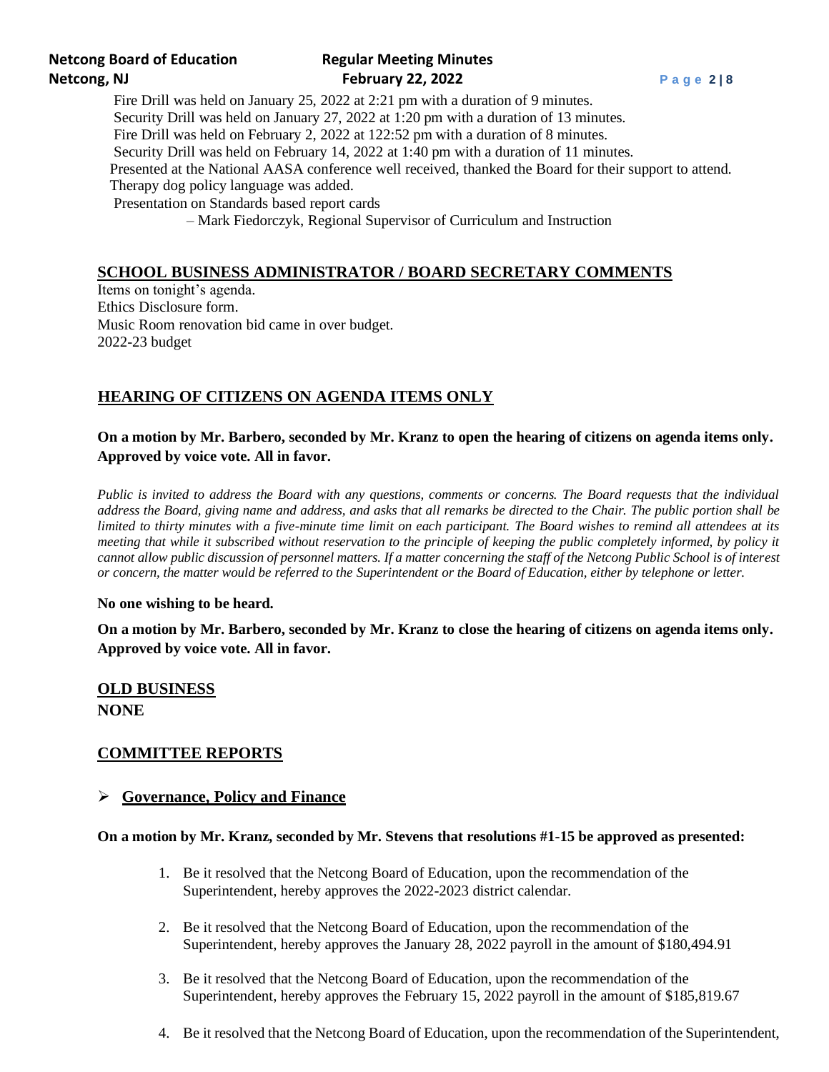Fire Drill was held on January 25, 2022 at 2:21 pm with a duration of 9 minutes.
Security Drill was held on January 27, 2022 at 1:20 pm with a duration of 13 minutes.
Fire Drill was held on February 2, 2022 at 122:52 pm with a duration of 8 minutes.
Security Drill was held on February 14, 2022 at 1:40 pm with a duration of 11 minutes.
Presented at the National AASA conference well received, thanked the Board for their support to attend.
Therapy dog policy language was added.
Presentation on Standards based report cards
– Mark Fiedorczyk, Regional Supervisor of Curriculum and Instruction

## SCHOOL BUSINESS ADMINISTRATOR / BOARD SECRETARY COMMENTS

Items on tonight's agenda.
Ethics Disclosure form.
Music Room renovation bid came in over budget.
2022-23 budget

## HEARING OF CITIZENS ON AGENDA ITEMS ONLY

**On a motion by Mr. Barbero, seconded by Mr. Kranz to open the hearing of citizens on agenda items only. Approved by voice vote. All in favor.**

*Public is invited to address the Board with any questions, comments or concerns. The Board requests that the individual address the Board, giving name and address, and asks that all remarks be directed to the Chair. The public portion shall be limited to thirty minutes with a five-minute time limit on each participant. The Board wishes to remind all attendees at its meeting that while it subscribed without reservation to the principle of keeping the public completely informed, by policy it cannot allow public discussion of personnel matters. If a matter concerning the staff of the Netcong Public School is of interest or concern, the matter would be referred to the Superintendent or the Board of Education, either by telephone or letter.*

**No one wishing to be heard.**

**On a motion by Mr. Barbero, seconded by Mr. Kranz to close the hearing of citizens on agenda items only. Approved by voice vote. All in favor.**

## OLD BUSINESS

**NONE**

## COMMITTEE REPORTS

- **Governance, Policy and Finance**

**On a motion by Mr. Kranz, seconded by Mr. Stevens that resolutions #1-15 be approved as presented:**

1. Be it resolved that the Netcong Board of Education, upon the recommendation of the Superintendent, hereby approves the 2022-2023 district calendar.
2. Be it resolved that the Netcong Board of Education, upon the recommendation of the Superintendent, hereby approves the January 28, 2022 payroll in the amount of $180,494.91
3. Be it resolved that the Netcong Board of Education, upon the recommendation of the Superintendent, hereby approves the February 15, 2022 payroll in the amount of $185,819.67
4. Be it resolved that the Netcong Board of Education, upon the recommendation of the Superintendent,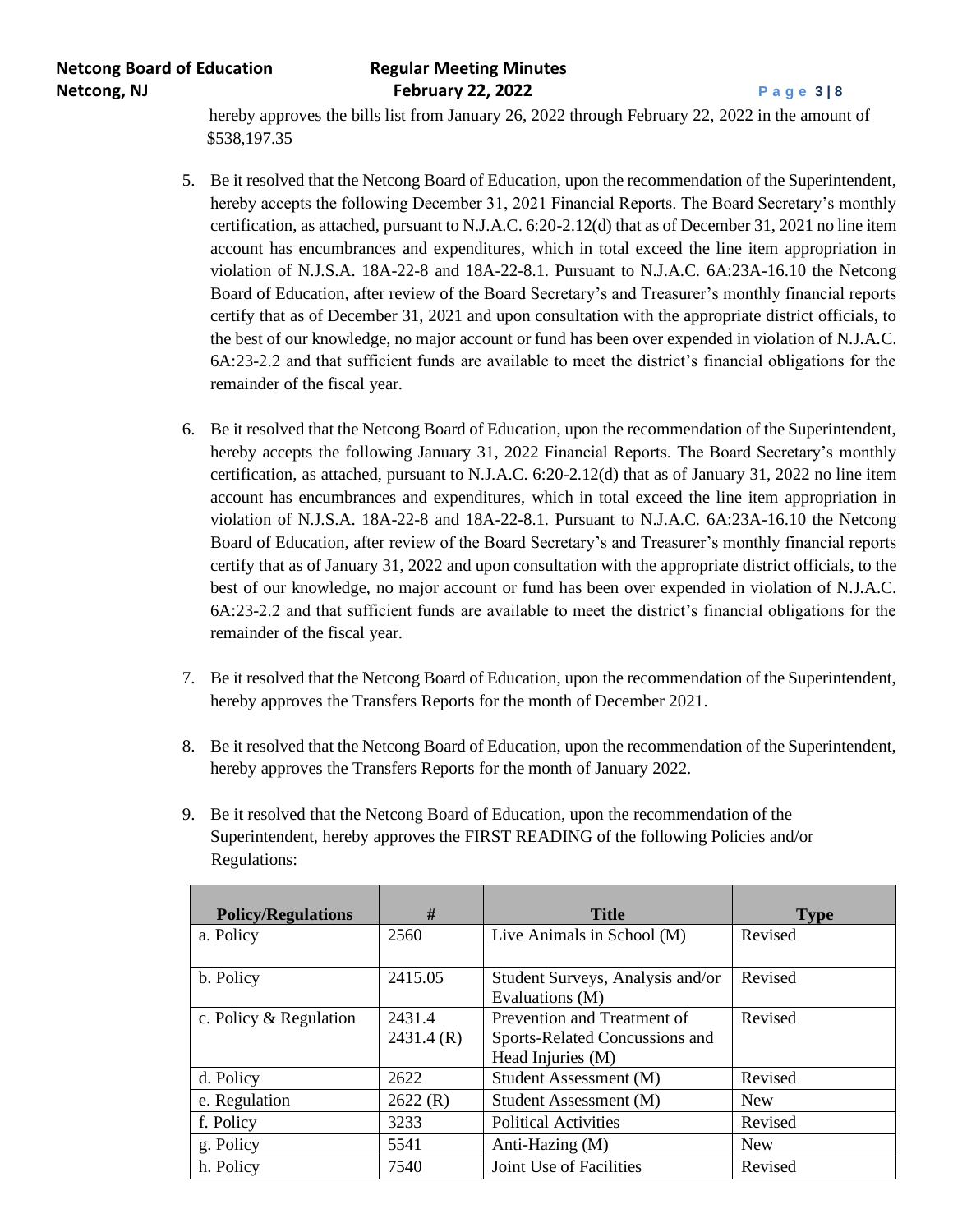hereby approves the bills list from January 26, 2022 through February 22, 2022 in the amount of $538,197.35

5. Be it resolved that the Netcong Board of Education, upon the recommendation of the Superintendent, hereby accepts the following December 31, 2021 Financial Reports. The Board Secretary's monthly certification, as attached, pursuant to N.J.A.C. 6:20-2.12(d) that as of December 31, 2021 no line item account has encumbrances and expenditures, which in total exceed the line item appropriation in violation of N.J.S.A. 18A-22-8 and 18A-22-8.1. Pursuant to N.J.A.C. 6A:23A-16.10 the Netcong Board of Education, after review of the Board Secretary's and Treasurer's monthly financial reports certify that as of December 31, 2021 and upon consultation with the appropriate district officials, to the best of our knowledge, no major account or fund has been over expended in violation of N.J.A.C. 6A:23-2.2 and that sufficient funds are available to meet the district's financial obligations for the remainder of the fiscal year.

6. Be it resolved that the Netcong Board of Education, upon the recommendation of the Superintendent, hereby accepts the following January 31, 2022 Financial Reports. The Board Secretary's monthly certification, as attached, pursuant to N.J.A.C. 6:20-2.12(d) that as of January 31, 2022 no line item account has encumbrances and expenditures, which in total exceed the line item appropriation in violation of N.J.S.A. 18A-22-8 and 18A-22-8.1. Pursuant to N.J.A.C. 6A:23A-16.10 the Netcong Board of Education, after review of the Board Secretary's and Treasurer's monthly financial reports certify that as of January 31, 2022 and upon consultation with the appropriate district officials, to the best of our knowledge, no major account or fund has been over expended in violation of N.J.A.C. 6A:23-2.2 and that sufficient funds are available to meet the district's financial obligations for the remainder of the fiscal year.

7. Be it resolved that the Netcong Board of Education, upon the recommendation of the Superintendent, hereby approves the Transfers Reports for the month of December 2021.

8. Be it resolved that the Netcong Board of Education, upon the recommendation of the Superintendent, hereby approves the Transfers Reports for the month of January 2022.

9. Be it resolved that the Netcong Board of Education, upon the recommendation of the Superintendent, hereby approves the FIRST READING of the following Policies and/or Regulations:

| Policy/Regulations | # | Title | Type |
|---|---|---|---|
| a. Policy | 2560 | Live Animals in School (M) | Revised |
| b. Policy | 2415.05 | Student Surveys, Analysis and/or Evaluations (M) | Revised |
| c. Policy & Regulation | 2431.4<br>2431.4 (R) | Prevention and Treatment of Sports-Related Concussions and Head Injuries (M) | Revised |
| d. Policy | 2622 | Student Assessment (M) | Revised |
| e. Regulation | 2622 (R) | Student Assessment (M) | New |
| f. Policy | 3233 | Political Activities | Revised |
| g. Policy | 5541 | Anti-Hazing (M) | New |
| h. Policy | 7540 | Joint Use of Facilities | Revised |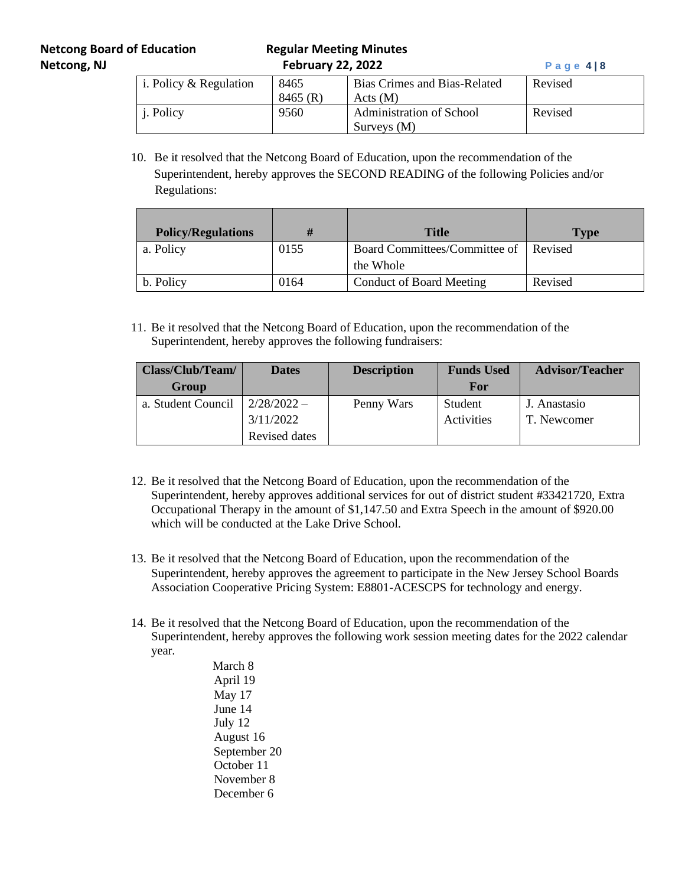| | | | |
|---|---|---|---|
| i. Policy & Regulation | 8465<br>8465 (R) | Bias Crimes and Bias-Related Acts (M) | Revised |
| j. Policy | 9560 | Administration of School Surveys (M) | Revised |

10. Be it resolved that the Netcong Board of Education, upon the recommendation of the Superintendent, hereby approves the SECOND READING of the following Policies and/or Regulations:

| Policy/Regulations | # | Title | Type |
|---|---|---|---|
| a. Policy | 0155 | Board Committees/Committee of the Whole | Revised |
| b. Policy | 0164 | Conduct of Board Meeting | Revised |

11. Be it resolved that the Netcong Board of Education, upon the recommendation of the Superintendent, hereby approves the following fundraisers:

| Class/Club/Team/ Group | Dates | Description | Funds Used For | Advisor/Teacher |
|---|---|---|---|---|
| a. Student Council | 2/28/2022 – 3/11/2022 Revised dates | Penny Wars | Student Activities | J. Anastasio<br>T. Newcomer |

12. Be it resolved that the Netcong Board of Education, upon the recommendation of the Superintendent, hereby approves additional services for out of district student #33421720, Extra Occupational Therapy in the amount of $1,147.50 and Extra Speech in the amount of $920.00 which will be conducted at the Lake Drive School.

13. Be it resolved that the Netcong Board of Education, upon the recommendation of the Superintendent, hereby approves the agreement to participate in the New Jersey School Boards Association Cooperative Pricing System: E8801-ACESCPS for technology and energy.

14. Be it resolved that the Netcong Board of Education, upon the recommendation of the Superintendent, hereby approves the following work session meeting dates for the 2022 calendar year.

    March 8
    April 19
    May 17
    June 14
    July 12
    August 16
    September 20
    October 11
    November 8
    December 6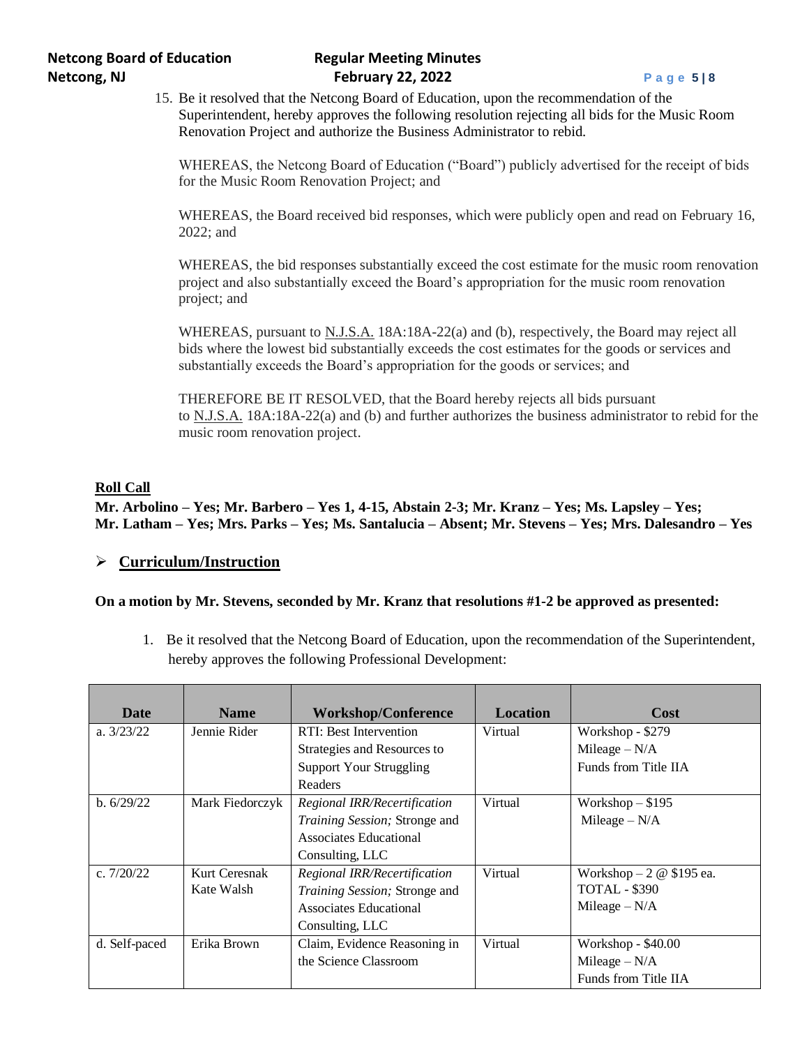15. Be it resolved that the Netcong Board of Education, upon the recommendation of the Superintendent, hereby approves the following resolution rejecting all bids for the Music Room Renovation Project and authorize the Business Administrator to rebid.

    WHEREAS, the Netcong Board of Education ("Board") publicly advertised for the receipt of bids for the Music Room Renovation Project; and

    WHEREAS, the Board received bid responses, which were publicly open and read on February 16, 2022; and

    WHEREAS, the bid responses substantially exceed the cost estimate for the music room renovation project and also substantially exceed the Board's appropriation for the music room renovation project; and

    WHEREAS, pursuant to N.J.S.A. 18A:18A-22(a) and (b), respectively, the Board may reject all bids where the lowest bid substantially exceeds the cost estimates for the goods or services and substantially exceeds the Board's appropriation for the goods or services; and

    THEREFORE BE IT RESOLVED, that the Board hereby rejects all bids pursuant to N.J.S.A. 18A:18A-22(a) and (b) and further authorizes the business administrator to rebid for the music room renovation project.

**Roll Call**

**Mr. Arbolino – Yes; Mr. Barbero – Yes 1, 4-15, Abstain 2-3; Mr. Kranz – Yes; Ms. Lapsley – Yes; Mr. Latham – Yes; Mrs. Parks – Yes; Ms. Santalucia – Absent; Mr. Stevens – Yes; Mrs. Dalesandro – Yes**

## ➢ Curriculum/Instruction

**On a motion by Mr. Stevens, seconded by Mr. Kranz that resolutions #1-2 be approved as presented:**

1. Be it resolved that the Netcong Board of Education, upon the recommendation of the Superintendent, hereby approves the following Professional Development:

| Date | Name | Workshop/Conference | Location | Cost |
|---|---|---|---|---|
| a. 3/23/22 | Jennie Rider | RTI: Best Intervention Strategies and Resources to Support Your Struggling Readers | Virtual | Workshop - $279<br>Mileage – N/A<br>Funds from Title IIA |
| b. 6/29/22 | Mark Fiedorczyk | *Regional IRR/Recertification Training Session;* Stronge and Associates Educational Consulting, LLC | Virtual | Workshop – $195<br>Mileage – N/A |
| c. 7/20/22 | Kurt Ceresnak<br>Kate Walsh | *Regional IRR/Recertification Training Session;* Stronge and Associates Educational Consulting, LLC | Virtual | Workshop – 2 @ $195 ea.<br>TOTAL - $390<br>Mileage – N/A |
| d. Self-paced | Erika Brown | Claim, Evidence Reasoning in the Science Classroom | Virtual | Workshop - $40.00<br>Mileage – N/A<br>Funds from Title IIA |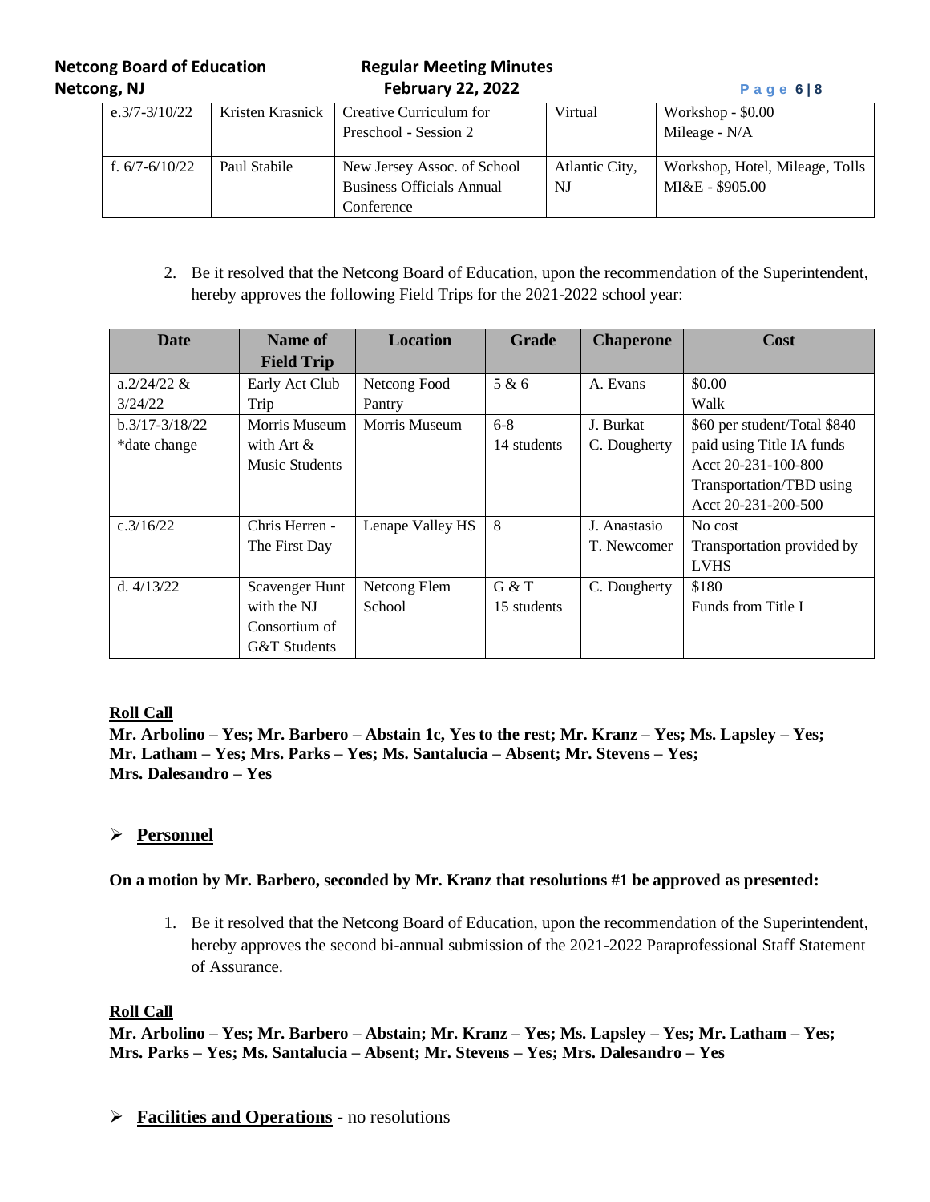| | | | | |
|---|---|---|---|---|
| e.3/7-3/10/22 | Kristen Krasnick | Creative Curriculum for Preschool - Session 2 | Virtual | Workshop - $0.00<br>Mileage - N/A |
| f. 6/7-6/10/22 | Paul Stabile | New Jersey Assoc. of School Business Officials Annual Conference | Atlantic City, NJ | Workshop, Hotel, Mileage, Tolls MI&E - $905.00 |

2. Be it resolved that the Netcong Board of Education, upon the recommendation of the Superintendent, hereby approves the following Field Trips for the 2021-2022 school year:

| Date | Name of Field Trip | Location | Grade | Chaperone | Cost |
|---|---|---|---|---|---|
| a.2/24/22 & 3/24/22 | Early Act Club Trip | Netcong Food Pantry | 5 & 6 | A. Evans | $0.00<br>Walk |
| b.3/17-3/18/22<br>*date change | Morris Museum with Art & Music Students | Morris Museum | 6-8<br>14 students | J. Burkat<br>C. Dougherty | $60 per student/Total $840 paid using Title IA funds Acct 20-231-100-800 Transportation/TBD using Acct 20-231-200-500 |
| c.3/16/22 | Chris Herren - The First Day | Lenape Valley HS | 8 | J. Anastasio<br>T. Newcomer | No cost<br>Transportation provided by LVHS |
| d. 4/13/22 | Scavenger Hunt with the NJ Consortium of G&T Students | Netcong Elem School | G & T<br>15 students | C. Dougherty | $180<br>Funds from Title I |

**Roll Call**

**Mr. Arbolino – Yes; Mr. Barbero – Abstain 1c, Yes to the rest; Mr. Kranz – Yes; Ms. Lapsley – Yes; Mr. Latham – Yes; Mrs. Parks – Yes; Ms. Santalucia – Absent; Mr. Stevens – Yes; Mrs. Dalesandro – Yes**

- **Personnel**

**On a motion by Mr. Barbero, seconded by Mr. Kranz that resolutions #1 be approved as presented:**

1. Be it resolved that the Netcong Board of Education, upon the recommendation of the Superintendent, hereby approves the second bi-annual submission of the 2021-2022 Paraprofessional Staff Statement of Assurance.

**Roll Call**

**Mr. Arbolino – Yes; Mr. Barbero – Abstain; Mr. Kranz – Yes; Ms. Lapsley – Yes; Mr. Latham – Yes; Mrs. Parks – Yes; Ms. Santalucia – Absent; Mr. Stevens – Yes; Mrs. Dalesandro – Yes**

- **Facilities and Operations** - no resolutions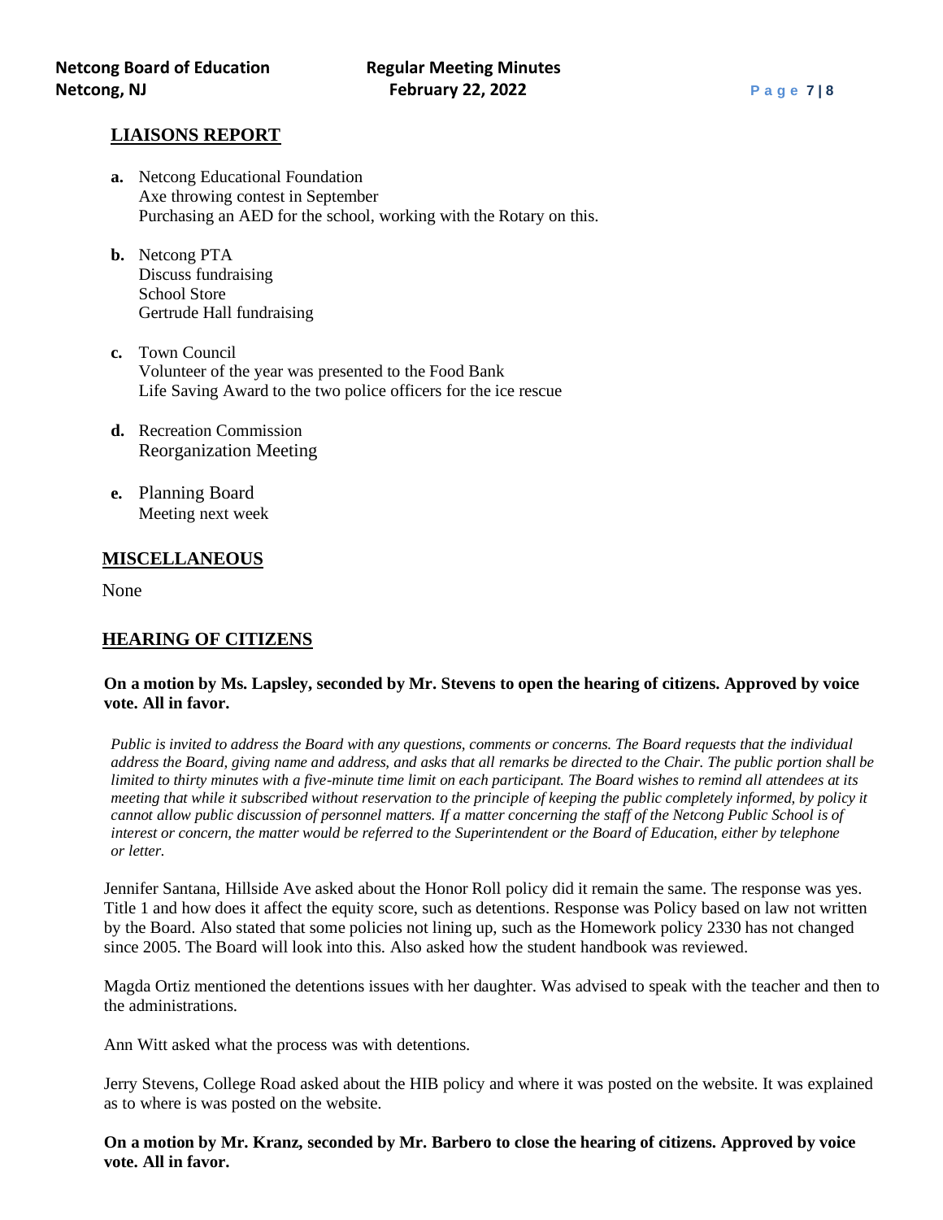## LIAISONS REPORT

**a.** Netcong Educational Foundation
Axe throwing contest in September
Purchasing an AED for the school, working with the Rotary on this.

**b.** Netcong PTA
Discuss fundraising
School Store
Gertrude Hall fundraising

**c.** Town Council
Volunteer of the year was presented to the Food Bank
Life Saving Award to the two police officers for the ice rescue

**d.** Recreation Commission
Reorganization Meeting

**e.** Planning Board
Meeting next week

## MISCELLANEOUS

None

## HEARING OF CITIZENS

**On a motion by Ms. Lapsley, seconded by Mr. Stevens to open the hearing of citizens. Approved by voice vote. All in favor.**

*Public is invited to address the Board with any questions, comments or concerns. The Board requests that the individual address the Board, giving name and address, and asks that all remarks be directed to the Chair. The public portion shall be limited to thirty minutes with a five-minute time limit on each participant. The Board wishes to remind all attendees at its meeting that while it subscribed without reservation to the principle of keeping the public completely informed, by policy it cannot allow public discussion of personnel matters. If a matter concerning the staff of the Netcong Public School is of interest or concern, the matter would be referred to the Superintendent or the Board of Education, either by telephone or letter.*

Jennifer Santana, Hillside Ave asked about the Honor Roll policy did it remain the same. The response was yes. Title 1 and how does it affect the equity score, such as detentions. Response was Policy based on law not written by the Board. Also stated that some policies not lining up, such as the Homework policy 2330 has not changed since 2005. The Board will look into this. Also asked how the student handbook was reviewed.

Magda Ortiz mentioned the detentions issues with her daughter. Was advised to speak with the teacher and then to the administrations.

Ann Witt asked what the process was with detentions.

Jerry Stevens, College Road asked about the HIB policy and where it was posted on the website. It was explained as to where is was posted on the website.

**On a motion by Mr. Kranz, seconded by Mr. Barbero to close the hearing of citizens. Approved by voice vote. All in favor.**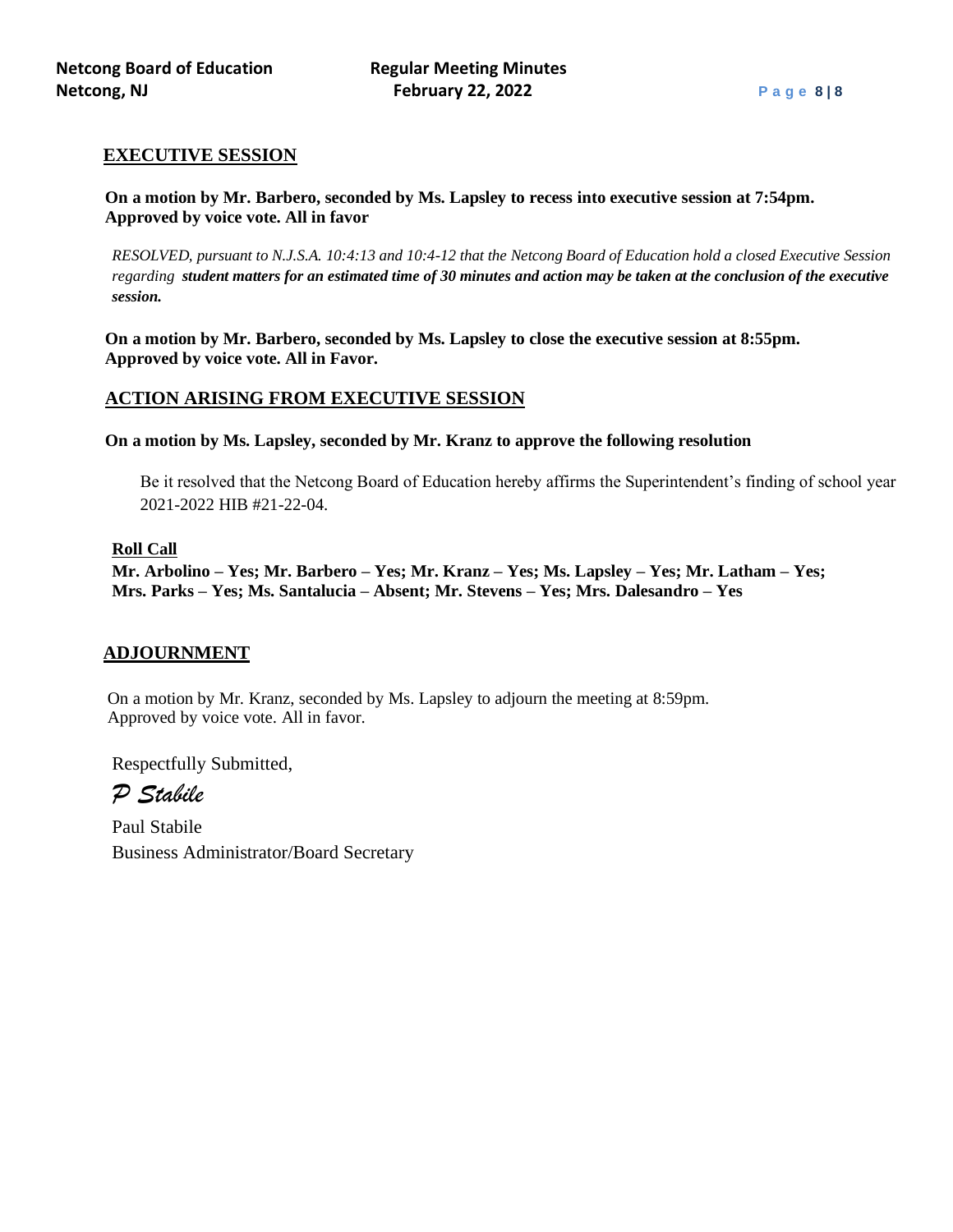## EXECUTIVE SESSION

**On a motion by Mr. Barbero, seconded by Ms. Lapsley to recess into executive session at 7:54pm. Approved by voice vote. All in favor**

*RESOLVED, pursuant to N.J.S.A. 10:4:13 and 10:4-12 that the Netcong Board of Education hold a closed Executive Session regarding* ***student matters for an estimated time of 30 minutes and action may be taken at the conclusion of the executive session.***

**On a motion by Mr. Barbero, seconded by Ms. Lapsley to close the executive session at 8:55pm. Approved by voice vote. All in Favor.**

## ACTION ARISING FROM EXECUTIVE SESSION

**On a motion by Ms. Lapsley, seconded by Mr. Kranz to approve the following resolution**

Be it resolved that the Netcong Board of Education hereby affirms the Superintendent's finding of school year 2021-2022 HIB #21-22-04.

**Roll Call**

**Mr. Arbolino – Yes; Mr. Barbero – Yes; Mr. Kranz – Yes; Ms. Lapsley – Yes; Mr. Latham – Yes; Mrs. Parks – Yes; Ms. Santalucia – Absent; Mr. Stevens – Yes; Mrs. Dalesandro – Yes**

## ADJOURNMENT

On a motion by Mr. Kranz, seconded by Ms. Lapsley to adjourn the meeting at 8:59pm. Approved by voice vote. All in favor.

Respectfully Submitted,

*P Stabile*

Paul Stabile
Business Administrator/Board Secretary